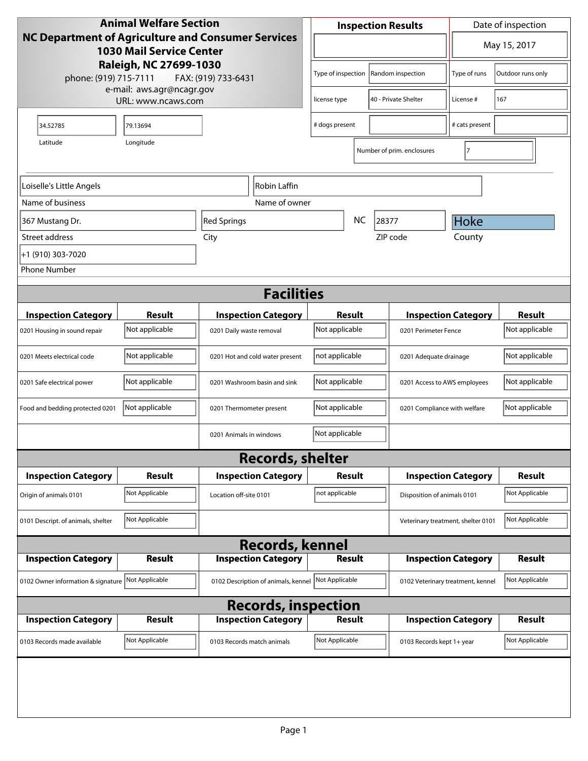**Animal Welfare Section**
**NC Department of Agriculture and Consumer Services**
**1030 Mail Service Center**
**Raleigh, NC 27699-1030**
phone: (919) 715-7111 FAX: (919) 733-6431
e-mail: aws.agr@ncagr.gov
URL: www.ncaws.com

| **Inspection Results** | | Date of inspection | |
|---|---|---|---|
| | | May 15, 2017 | |
| Type of inspection | Random inspection | Type of runs | Outdoor runs only |
| license type | 40 - Private Shelter | License # | 167 |
| # dogs present | | # cats present | |
| Number of prim. enclosures | 7 | | |

| Latitude | Longitude |
|---|---|
| 34.52785 | 79.13694 |

| Field | Value |
|---|---|
| Name of business | Loiselle's Little Angels |
| Name of owner | Robin Laffin |
| Street address | 367 Mustang Dr. |
| City | Red Springs |
| State | NC |
| ZIP code | 28377 |
| County | Hoke |
| Phone Number | +1 (910) 303-7020 |

## Facilities

| Inspection Category | Result | Inspection Category | Result | Inspection Category | Result |
|---|---|---|---|---|---|
| 0201 Housing in sound repair | Not applicable | 0201 Daily waste removal | Not applicable | 0201 Perimeter Fence | Not applicable |
| 0201 Meets electrical code | Not applicable | 0201 Hot and cold water present | not applicable | 0201 Adequate drainage | Not applicable |
| 0201 Safe electrical power | Not applicable | 0201 Washroom basin and sink | Not applicable | 0201 Access to AWS employees | Not applicable |
| Food and bedding protected 0201 | Not applicable | 0201 Thermometer present | Not applicable | 0201 Compliance with welfare | Not applicable |
| | | 0201 Animals in windows | Not applicable | | |

## Records, shelter

| Inspection Category | Result | Inspection Category | Result | Inspection Category | Result |
|---|---|---|---|---|---|
| Origin of animals 0101 | Not Applicable | Location off-site 0101 | not applicable | Disposition of animals 0101 | Not Applicable |
| 0101 Descript. of animals, shelter | Not Applicable | | | Veterinary treatment, shelter 0101 | Not Applicable |

## Records, kennel

| Inspection Category | Result | Inspection Category | Result | Inspection Category | Result |
|---|---|---|---|---|---|
| 0102 Owner information & signature | Not Applicable | 0102 Description of animals, kennel | Not Applicable | 0102 Veterinary treatment, kennel | Not Applicable |

## Records, inspection

| Inspection Category | Result | Inspection Category | Result | Inspection Category | Result |
|---|---|---|---|---|---|
| 0103 Records made available | Not Applicable | 0103 Records match animals | Not Applicable | 0103 Records kept 1+ year | Not Applicable |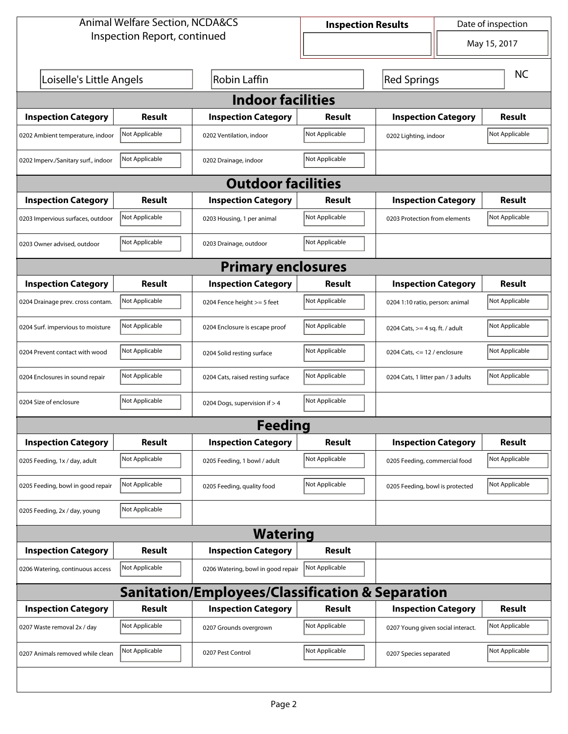Animal Welfare Section, NCDA&CS
Inspection Report, continued

| Inspection Results | Date of inspection |
|---|---|
| | May 15, 2017 |

Loiselle's Little Angels | Robin Laffin | Red Springs | NC

## Indoor facilities

| Inspection Category | Result | Inspection Category | Result | Inspection Category | Result |
|---|---|---|---|---|---|
| 0202 Ambient temperature, indoor | Not Applicable | 0202 Ventilation, indoor | Not Applicable | 0202 Lighting, indoor | Not Applicable |
| 0202 Imperv./Sanitary surf., indoor | Not Applicable | 0202 Drainage, indoor | Not Applicable | | |

## Outdoor facilities

| Inspection Category | Result | Inspection Category | Result | Inspection Category | Result |
|---|---|---|---|---|---|
| 0203 Impervious surfaces, outdoor | Not Applicable | 0203 Housing, 1 per animal | Not Applicable | 0203 Protection from elements | Not Applicable |
| 0203 Owner advised, outdoor | Not Applicable | 0203 Drainage, outdoor | Not Applicable | | |

## Primary enclosures

| Inspection Category | Result | Inspection Category | Result | Inspection Category | Result |
|---|---|---|---|---|---|
| 0204 Drainage prev. cross contam. | Not Applicable | 0204 Fence height >= 5 feet | Not Applicable | 0204 1:10 ratio, person: animal | Not Applicable |
| 0204 Surf. impervious to moisture | Not Applicable | 0204 Enclosure is escape proof | Not Applicable | 0204 Cats, >= 4 sq. ft. / adult | Not Applicable |
| 0204 Prevent contact with wood | Not Applicable | 0204 Solid resting surface | Not Applicable | 0204 Cats, <= 12 / enclosure | Not Applicable |
| 0204 Enclosures in sound repair | Not Applicable | 0204 Cats, raised resting surface | Not Applicable | 0204 Cats, 1 litter pan / 3 adults | Not Applicable |
| 0204 Size of enclosure | Not Applicable | 0204 Dogs, supervision if > 4 | Not Applicable | | |

## Feeding

| Inspection Category | Result | Inspection Category | Result | Inspection Category | Result |
|---|---|---|---|---|---|
| 0205 Feeding, 1x / day, adult | Not Applicable | 0205 Feeding, 1 bowl / adult | Not Applicable | 0205 Feeding, commercial food | Not Applicable |
| 0205 Feeding, bowl in good repair | Not Applicable | 0205 Feeding, quality food | Not Applicable | 0205 Feeding, bowl is protected | Not Applicable |
| 0205 Feeding, 2x / day, young | Not Applicable | | | | |

## Watering

| Inspection Category | Result | Inspection Category | Result |
|---|---|---|---|
| 0206 Watering, continuous access | Not Applicable | 0206 Watering, bowl in good repair | Not Applicable |

## Sanitation/Employees/Classification & Separation

| Inspection Category | Result | Inspection Category | Result | Inspection Category | Result |
|---|---|---|---|---|---|
| 0207 Waste removal 2x / day | Not Applicable | 0207 Grounds overgrown | Not Applicable | 0207 Young given social interact. | Not Applicable |
| 0207 Animals removed while clean | Not Applicable | 0207 Pest Control | Not Applicable | 0207 Species separated | Not Applicable |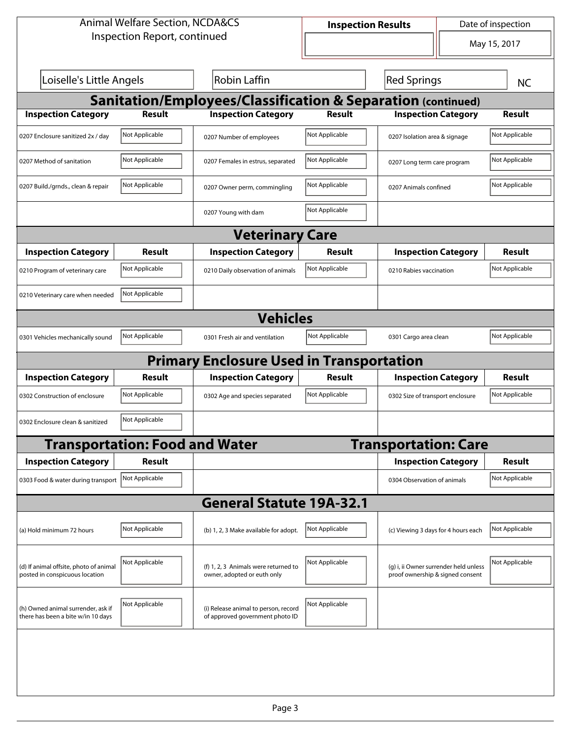Animal Welfare Section, NCDA&CS
Inspection Report, continued

| Inspection Results | Date of inspection |
|---|---|
| | May 15, 2017 |

Loiselle's Little Angels | Robin Laffin | Red Springs | NC

## Sanitation/Employees/Classification & Separation (continued)

| Inspection Category | Result | Inspection Category | Result | Inspection Category | Result |
|---|---|---|---|---|---|
| 0207 Enclosure sanitized 2x / day | Not Applicable | 0207 Number of employees | Not Applicable | 0207 Isolation area & signage | Not Applicable |
| 0207 Method of sanitation | Not Applicable | 0207 Females in estrus, separated | Not Applicable | 0207 Long term care program | Not Applicable |
| 0207 Build./grnds., clean & repair | Not Applicable | 0207 Owner perm, commingling | Not Applicable | 0207 Animals confined | Not Applicable |
| | | 0207 Young with dam | Not Applicable | | |

## Veterinary Care

| Inspection Category | Result | Inspection Category | Result | Inspection Category | Result |
|---|---|---|---|---|---|
| 0210 Program of veterinary care | Not Applicable | 0210 Daily observation of animals | Not Applicable | 0210 Rabies vaccination | Not Applicable |
| 0210 Veterinary care when needed | Not Applicable | | | | |

## Vehicles

| Inspection Category | Result | Inspection Category | Result | Inspection Category | Result |
|---|---|---|---|---|---|
| 0301 Vehicles mechanically sound | Not Applicable | 0301 Fresh air and ventilation | Not Applicable | 0301 Cargo area clean | Not Applicable |

## Primary Enclosure Used in Transportation

| Inspection Category | Result | Inspection Category | Result | Inspection Category | Result |
|---|---|---|---|---|---|
| 0302 Construction of enclosure | Not Applicable | 0302 Age and species separated | Not Applicable | 0302 Size of transport enclosure | Not Applicable |
| 0302 Enclosure clean & sanitized | Not Applicable | | | | |

## Transportation: Food and Water / Transportation: Care

| Inspection Category | Result | Inspection Category | Result |
|---|---|---|---|
| 0303 Food & water during transport | Not Applicable | 0304 Observation of animals | Not Applicable |

## General Statute 19A-32.1

| Inspection Category | Result | Inspection Category | Result | Inspection Category | Result |
|---|---|---|---|---|---|
| (a) Hold minimum 72 hours | Not Applicable | (b) 1, 2, 3 Make available for adopt. | Not Applicable | (c) Viewing 3 days for 4 hours each | Not Applicable |
| (d) If animal offsite, photo of animal posted in conspicuous location | Not Applicable | (f) 1, 2, 3 Animals were returned to owner, adopted or euth only | Not Applicable | (g) i, ii Owner surrender held unless proof ownership & signed consent | Not Applicable |
| (h) Owned animal surrender, ask if there has been a bite w/in 10 days | Not Applicable | (i) Release animal to person, record of approved government photo ID | Not Applicable | | |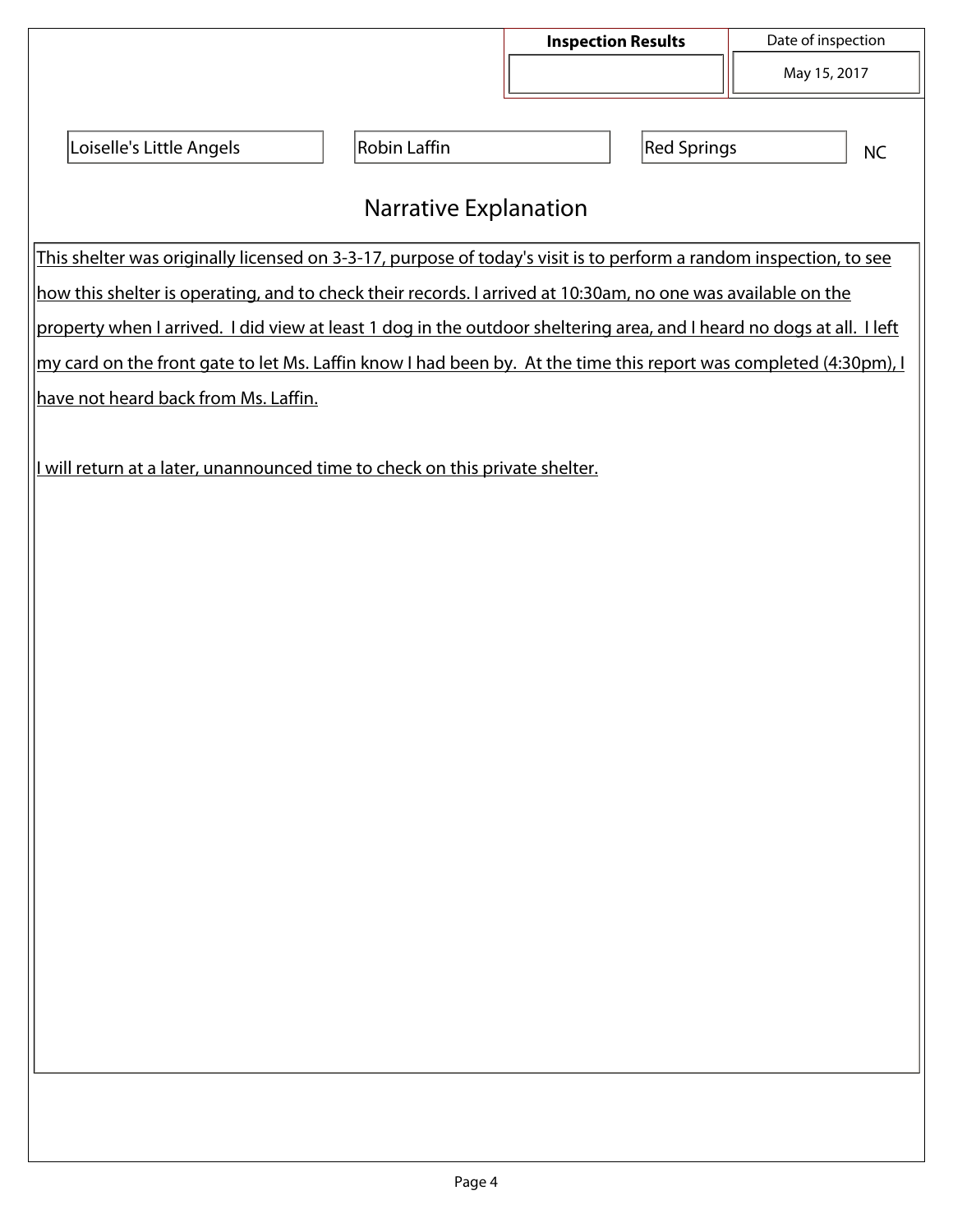| Inspection Results | Date of inspection |
| --- | --- |
| | May 15, 2017 |

| | | | |
| --- | --- | --- | --- |
| Loiselle's Little Angels | Robin Laffin | Red Springs | NC |

## Narrative Explanation

This shelter was originally licensed on 3-3-17, purpose of today's visit is to perform a random inspection, to see how this shelter is operating, and to check their records. I arrived at 10:30am, no one was available on the property when I arrived. I did view at least 1 dog in the outdoor sheltering area, and I heard no dogs at all. I left my card on the front gate to let Ms. Laffin know I had been by. At the time this report was completed (4:30pm), I have not heard back from Ms. Laffin.

I will return at a later, unannounced time to check on this private shelter.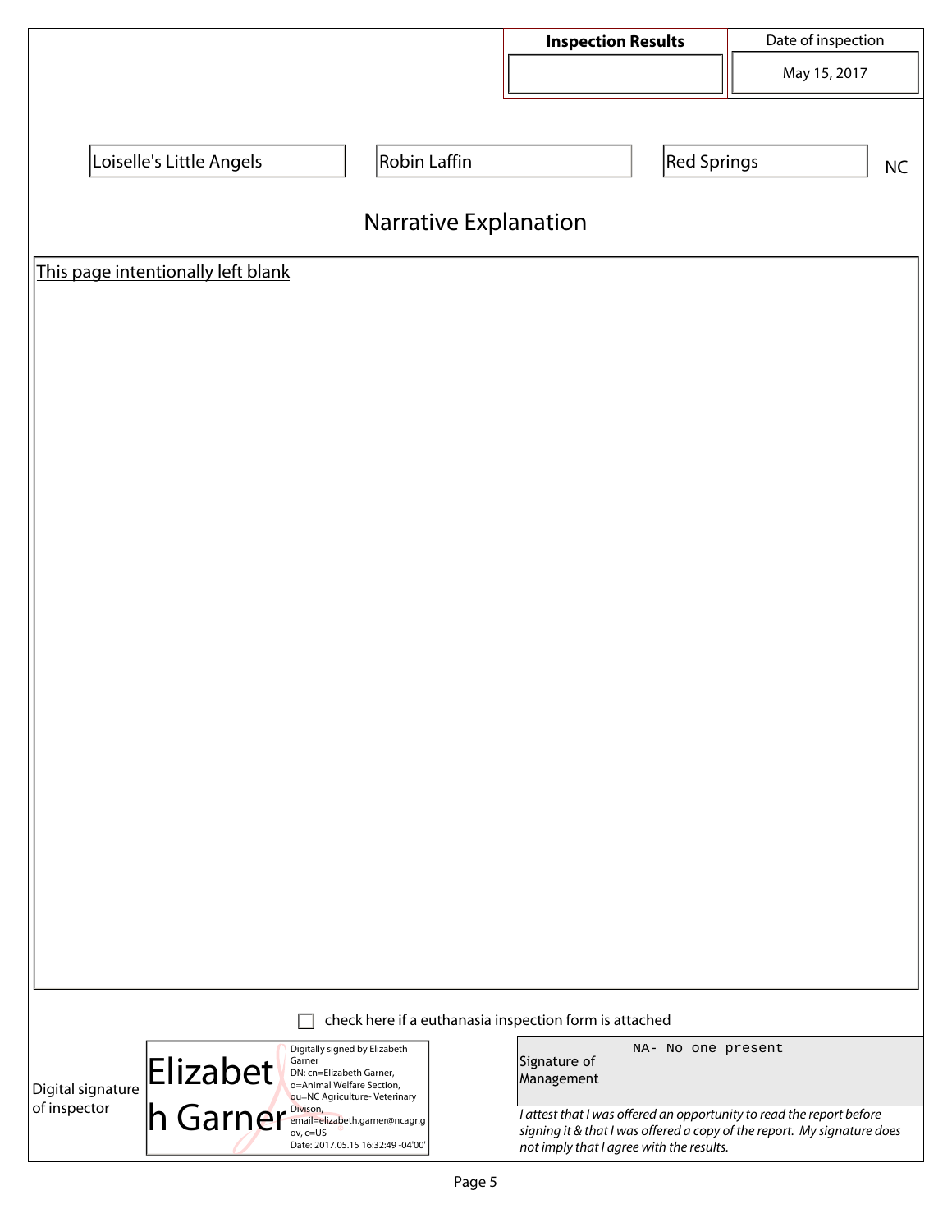| Inspection Results | Date of inspection |
| --- | --- |
| | May 15, 2017 |

| | | | |
| --- | --- | --- | --- |
| Loiselle's Little Angels | Robin Laffin | Red Springs | NC |

## Narrative Explanation

This page intentionally left blank

☐ check here if a euthanasia inspection form is attached

Digital signature of inspector: Elizabeth Garner

Digitally signed by Elizabeth Garner
DN: cn=Elizabeth Garner, o=Animal Welfare Section, ou=NC Agriculture- Veterinary Divison, email=elizabeth.garner@ncagr.gov, c=US
Date: 2017.05.15 16:32:49 -04'00'

Signature of Management: NA- No one present

*I attest that I was offered an opportunity to read the report before signing it & that I was offered a copy of the report. My signature does not imply that I agree with the results.*